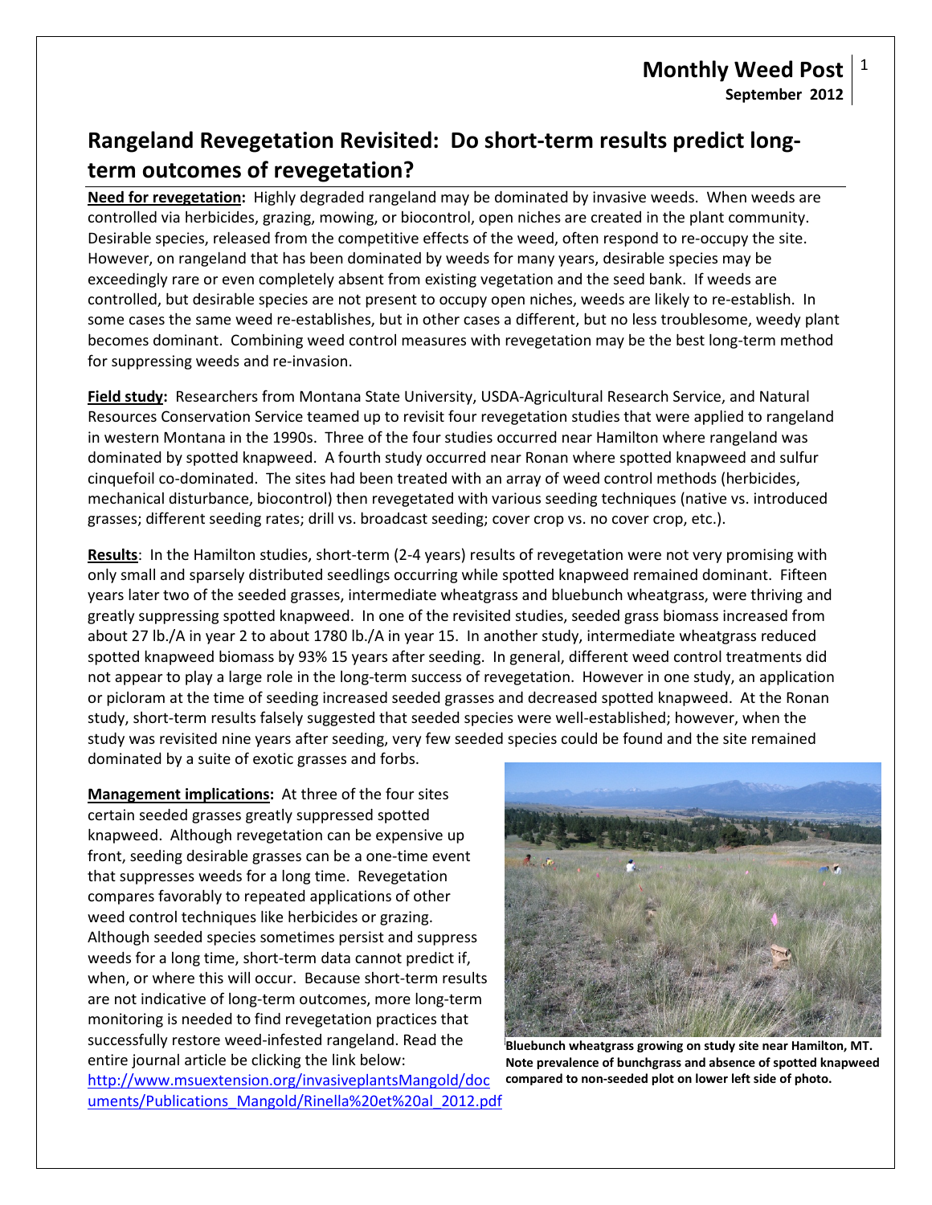**Monthly Weed Post**
**September 2012**

# Rangeland Revegetation Revisited: Do short-term results predict long-term outcomes of revegetation?

**Need for revegetation:** Highly degraded rangeland may be dominated by invasive weeds. When weeds are controlled via herbicides, grazing, mowing, or biocontrol, open niches are created in the plant community. Desirable species, released from the competitive effects of the weed, often respond to re-occupy the site. However, on rangeland that has been dominated by weeds for many years, desirable species may be exceedingly rare or even completely absent from existing vegetation and the seed bank. If weeds are controlled, but desirable species are not present to occupy open niches, weeds are likely to re-establish. In some cases the same weed re-establishes, but in other cases a different, but no less troublesome, weedy plant becomes dominant. Combining weed control measures with revegetation may be the best long-term method for suppressing weeds and re-invasion.

**Field study:** Researchers from Montana State University, USDA-Agricultural Research Service, and Natural Resources Conservation Service teamed up to revisit four revegetation studies that were applied to rangeland in western Montana in the 1990s. Three of the four studies occurred near Hamilton where rangeland was dominated by spotted knapweed. A fourth study occurred near Ronan where spotted knapweed and sulfur cinquefoil co-dominated. The sites had been treated with an array of weed control methods (herbicides, mechanical disturbance, biocontrol) then revegetated with various seeding techniques (native vs. introduced grasses; different seeding rates; drill vs. broadcast seeding; cover crop vs. no cover crop, etc.).

**Results**: In the Hamilton studies, short-term (2-4 years) results of revegetation were not very promising with only small and sparsely distributed seedlings occurring while spotted knapweed remained dominant. Fifteen years later two of the seeded grasses, intermediate wheatgrass and bluebunch wheatgrass, were thriving and greatly suppressing spotted knapweed. In one of the revisited studies, seeded grass biomass increased from about 27 lb./A in year 2 to about 1780 lb./A in year 15. In another study, intermediate wheatgrass reduced spotted knapweed biomass by 93% 15 years after seeding. In general, different weed control treatments did not appear to play a large role in the long-term success of revegetation. However in one study, an application or picloram at the time of seeding increased seeded grasses and decreased spotted knapweed. At the Ronan study, short-term results falsely suggested that seeded species were well-established; however, when the study was revisited nine years after seeding, very few seeded species could be found and the site remained dominated by a suite of exotic grasses and forbs.

**Management implications:** At three of the four sites certain seeded grasses greatly suppressed spotted knapweed. Although revegetation can be expensive up front, seeding desirable grasses can be a one-time event that suppresses weeds for a long time. Revegetation compares favorably to repeated applications of other weed control techniques like herbicides or grazing. Although seeded species sometimes persist and suppress weeds for a long time, short-term data cannot predict if, when, or where this will occur. Because short-term results are not indicative of long-term outcomes, more long-term monitoring is needed to find revegetation practices that successfully restore weed-infested rangeland. Read the entire journal article be clicking the link below:
http://www.msuextension.org/invasiveplantsMangold/documents/Publications_Mangold/Rinella%20et%20al_2012.pdf

**Bluebunch wheatgrass growing on study site near Hamilton, MT. Note prevalence of bunchgrass and absence of spotted knapweed compared to non-seeded plot on lower left side of photo.**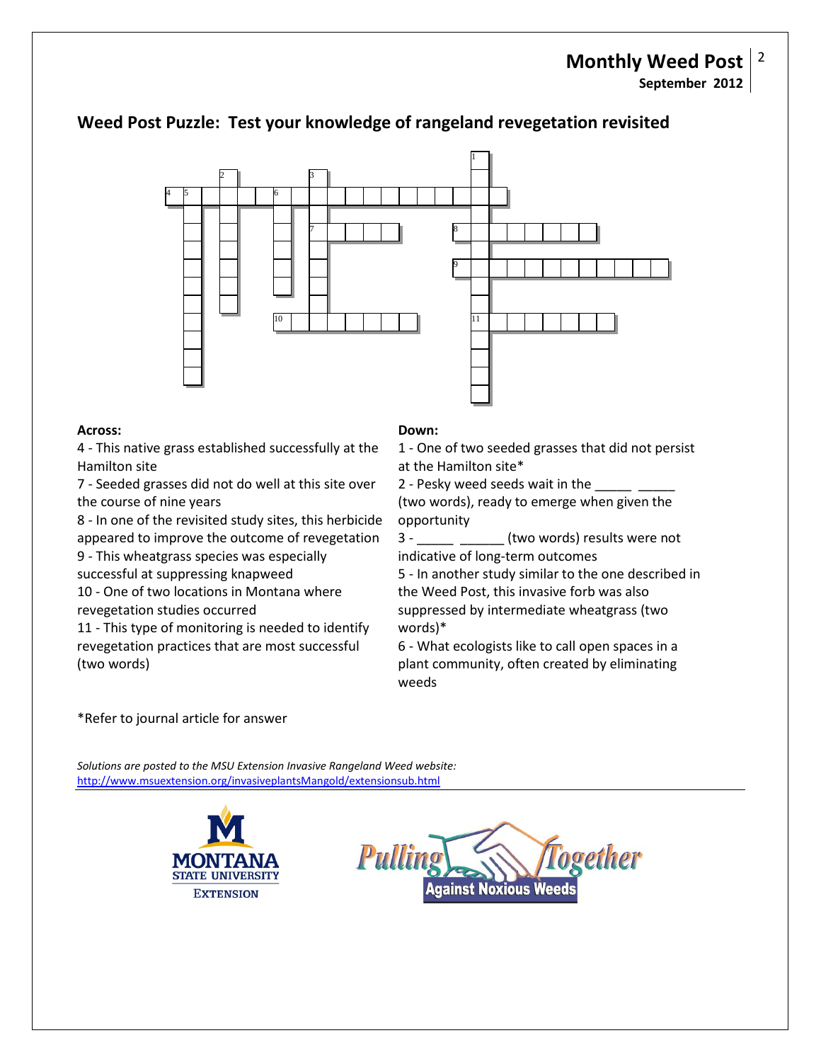## Weed Post Puzzle: Test your knowledge of rangeland revegetation revisited

**Across:**

4 - This native grass established successfully at the Hamilton site

7 - Seeded grasses did not do well at this site over the course of nine years

8 - In one of the revisited study sites, this herbicide appeared to improve the outcome of revegetation

9 - This wheatgrass species was especially successful at suppressing knapweed

10 - One of two locations in Montana where revegetation studies occurred

11 - This type of monitoring is needed to identify revegetation practices that are most successful (two words)

**Down:**

1 - One of two seeded grasses that did not persist at the Hamilton site*

2 - Pesky weed seeds wait in the _____ _____ (two words), ready to emerge when given the opportunity

3 - _____ ______ (two words) results were not indicative of long-term outcomes

5 - In another study similar to the one described in the Weed Post, this invasive forb was also suppressed by intermediate wheatgrass (two words)*

6 - What ecologists like to call open spaces in a plant community, often created by eliminating weeds

*Refer to journal article for answer

*Solutions are posted to the MSU Extension Invasive Rangeland Weed website:*
http://www.msuextension.org/invasiveplantsMangold/extensionsub.html